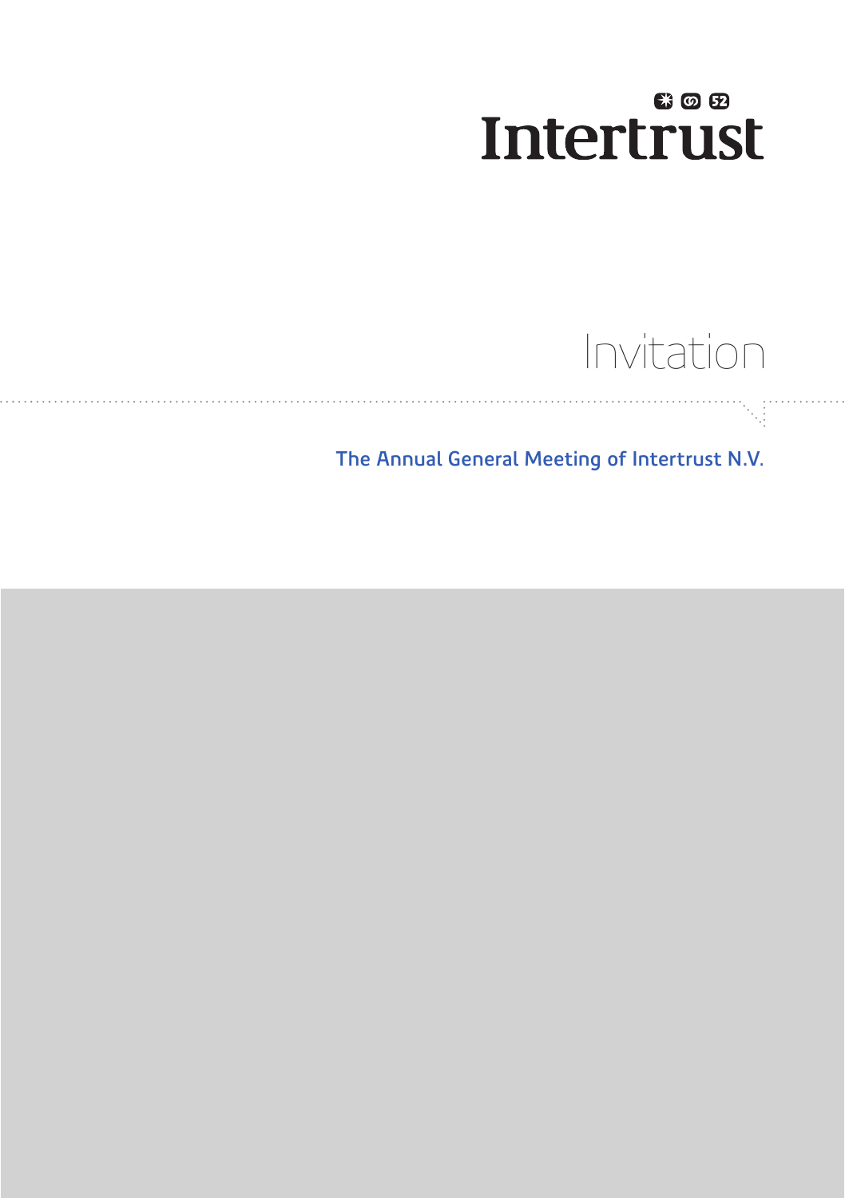Intertrust

# Invitation

## The Annual General Meeting of Intertrust N.V.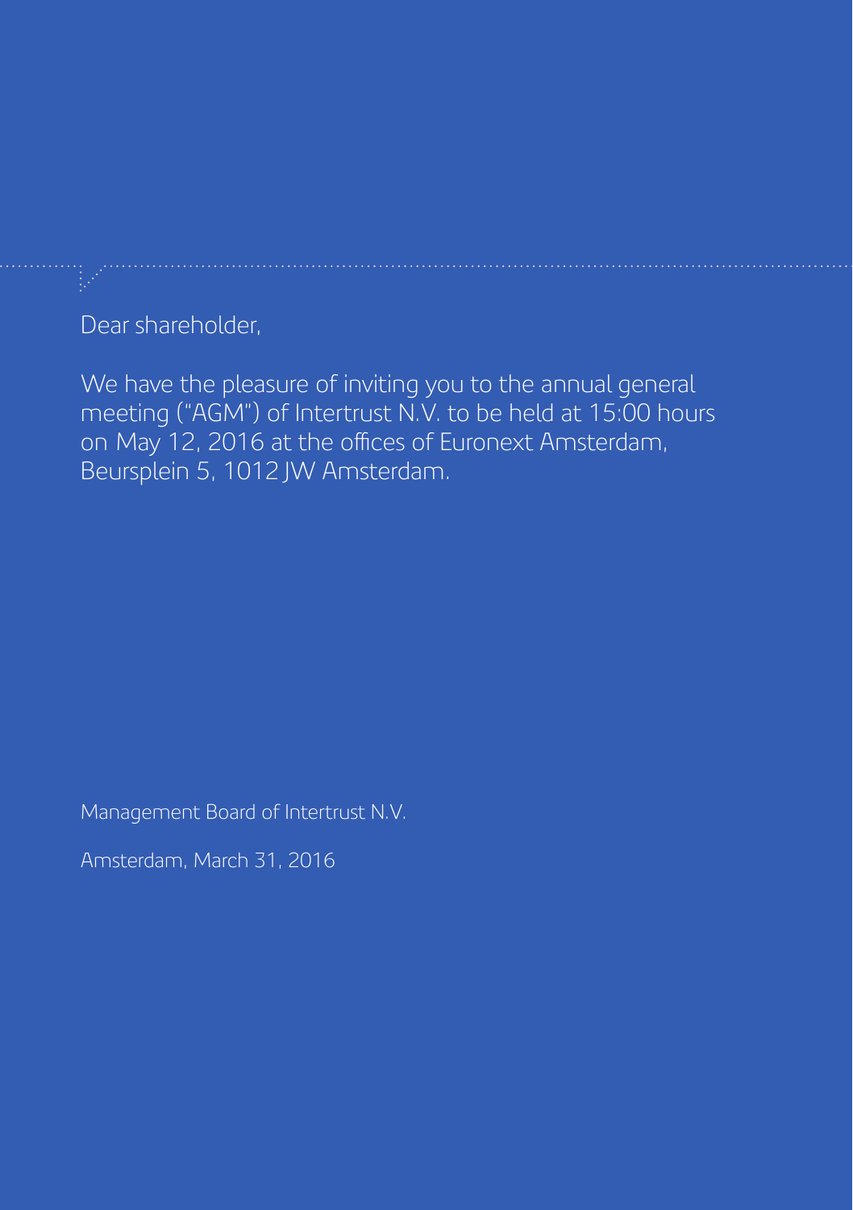Dear shareholder,

We have the pleasure of inviting you to the annual general meeting ("AGM") of Intertrust N.V. to be held at 15:00 hours on May 12, 2016 at the offices of Euronext Amsterdam, Beursplein 5, 1012 JW Amsterdam.

Management Board of Intertrust N.V.

Amsterdam, March 31, 2016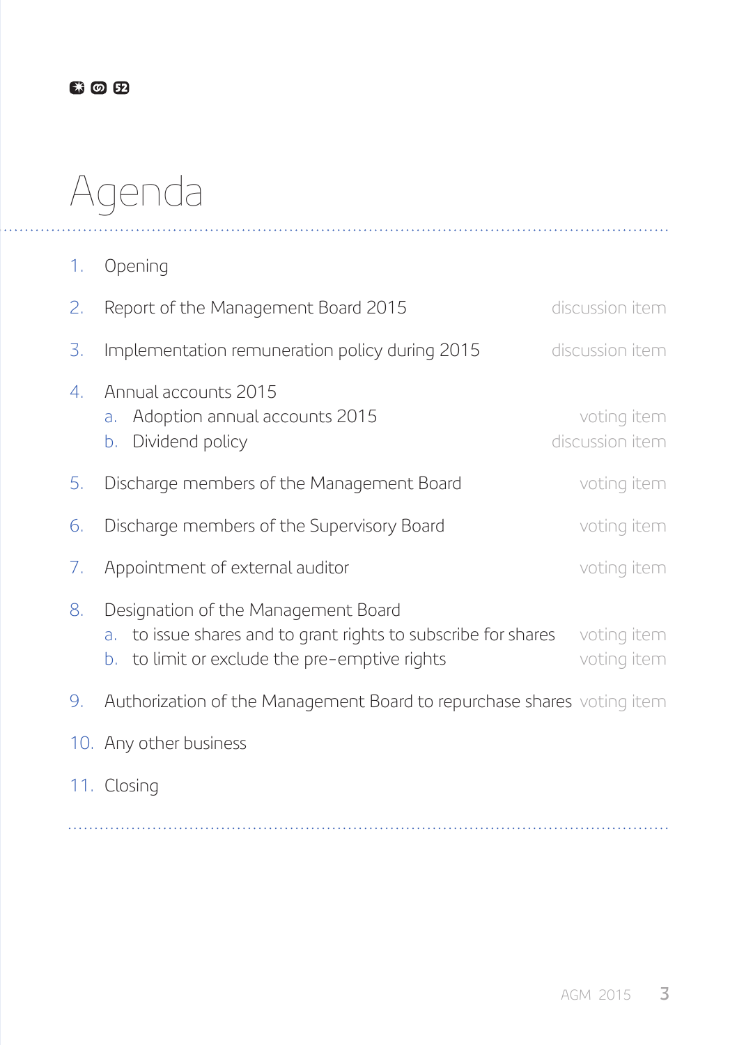# Agenda

1. Opening
2. Report of the Management Board 2015 — discussion item
3. Implementation remuneration policy during 2015 — discussion item
4. Annual accounts 2015
   a. Adoption annual accounts 2015 — voting item
   b. Dividend policy — discussion item
5. Discharge members of the Management Board — voting item
6. Discharge members of the Supervisory Board — voting item
7. Appointment of external auditor — voting item
8. Designation of the Management Board
   a. to issue shares and to grant rights to subscribe for shares — voting item
   b. to limit or exclude the pre-emptive rights — voting item
9. Authorization of the Management Board to repurchase shares — voting item
10. Any other business
11. Closing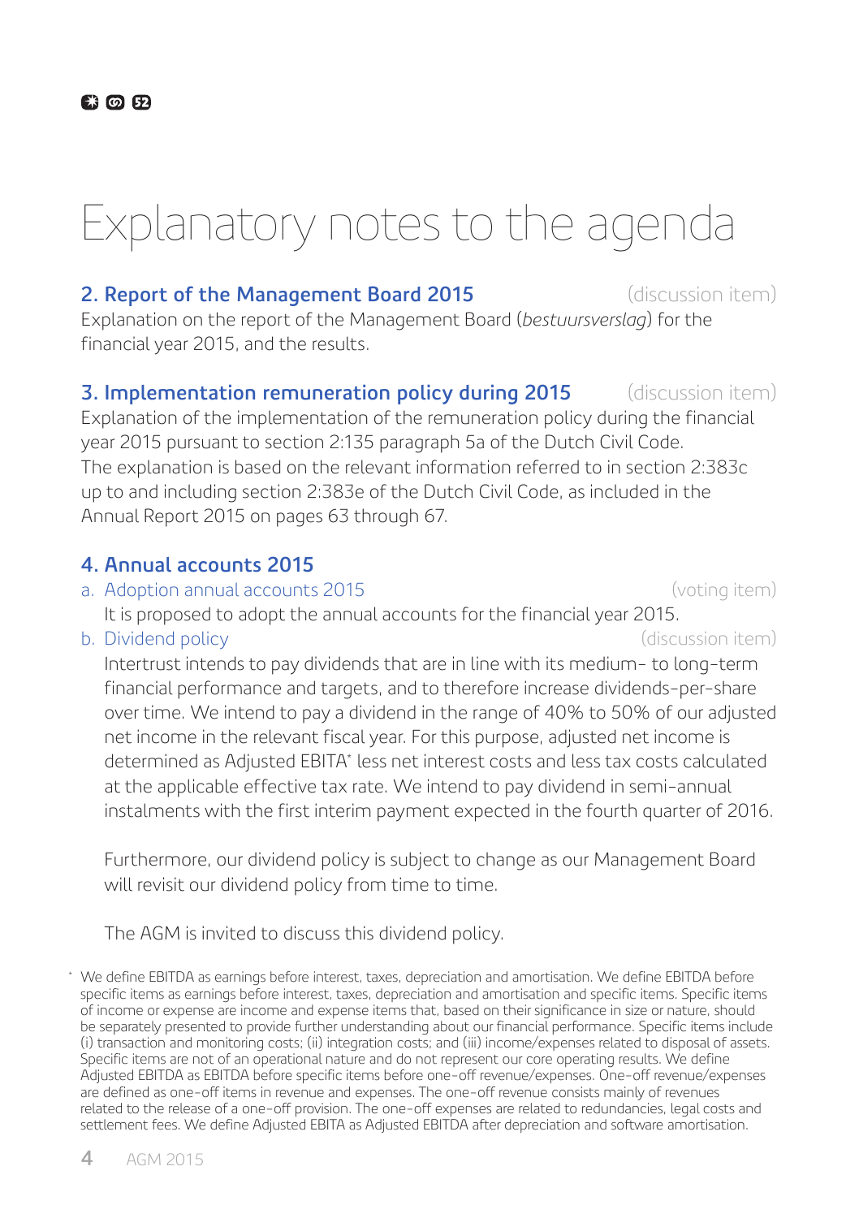# Explanatory notes to the agenda

## 2. Report of the Management Board 2015 (discussion item)

Explanation on the report of the Management Board (*bestuursverslag*) for the financial year 2015, and the results.

## 3. Implementation remuneration policy during 2015 (discussion item)

Explanation of the implementation of the remuneration policy during the financial year 2015 pursuant to section 2:135 paragraph 5a of the Dutch Civil Code. The explanation is based on the relevant information referred to in section 2:383c up to and including section 2:383e of the Dutch Civil Code, as included in the Annual Report 2015 on pages 63 through 67.

## 4. Annual accounts 2015

a. Adoption annual accounts 2015 (voting item)

It is proposed to adopt the annual accounts for the financial year 2015.

b. Dividend policy (discussion item)

Intertrust intends to pay dividends that are in line with its medium- to long-term financial performance and targets, and to therefore increase dividends-per-share over time. We intend to pay a dividend in the range of 40% to 50% of our adjusted net income in the relevant fiscal year. For this purpose, adjusted net income is determined as Adjusted EBITA* less net interest costs and less tax costs calculated at the applicable effective tax rate. We intend to pay dividend in semi-annual instalments with the first interim payment expected in the fourth quarter of 2016.

Furthermore, our dividend policy is subject to change as our Management Board will revisit our dividend policy from time to time.

The AGM is invited to discuss this dividend policy.

* We define EBITDA as earnings before interest, taxes, depreciation and amortisation. We define EBITDA before specific items as earnings before interest, taxes, depreciation and amortisation and specific items. Specific items of income or expense are income and expense items that, based on their significance in size or nature, should be separately presented to provide further understanding about our financial performance. Specific items include (i) transaction and monitoring costs; (ii) integration costs; and (iii) income/expenses related to disposal of assets. Specific items are not of an operational nature and do not represent our core operating results. We define Adjusted EBITDA as EBITDA before specific items before one-off revenue/expenses. One-off revenue/expenses are defined as one-off items in revenue and expenses. The one-off revenue consists mainly of revenues related to the release of a one-off provision. The one-off expenses are related to redundancies, legal costs and settlement fees. We define Adjusted EBITA as Adjusted EBITDA after depreciation and software amortisation.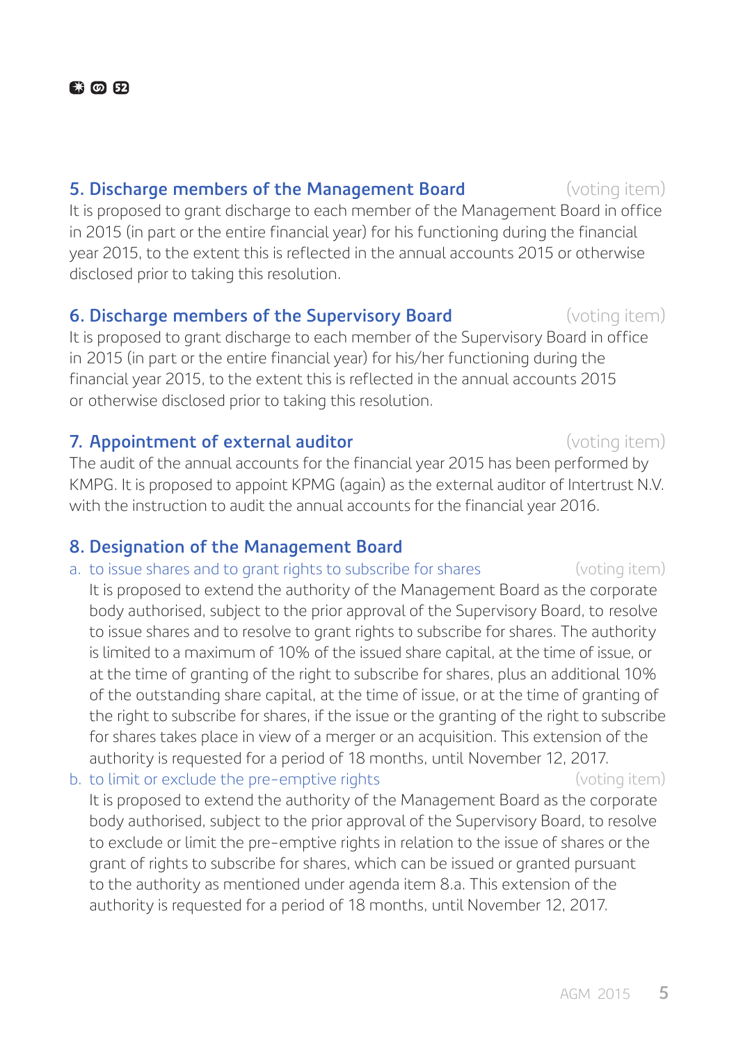## 5. Discharge members of the Management Board (voting item)

It is proposed to grant discharge to each member of the Management Board in office in 2015 (in part or the entire financial year) for his functioning during the financial year 2015, to the extent this is reflected in the annual accounts 2015 or otherwise disclosed prior to taking this resolution.

## 6. Discharge members of the Supervisory Board (voting item)

It is proposed to grant discharge to each member of the Supervisory Board in office in 2015 (in part or the entire financial year) for his/her functioning during the financial year 2015, to the extent this is reflected in the annual accounts 2015 or otherwise disclosed prior to taking this resolution.

## 7. Appointment of external auditor (voting item)

The audit of the annual accounts for the financial year 2015 has been performed by KMPG. It is proposed to appoint KPMG (again) as the external auditor of Intertrust N.V. with the instruction to audit the annual accounts for the financial year 2016.

## 8. Designation of the Management Board

a. to issue shares and to grant rights to subscribe for shares (voting item)

It is proposed to extend the authority of the Management Board as the corporate body authorised, subject to the prior approval of the Supervisory Board, to resolve to issue shares and to resolve to grant rights to subscribe for shares. The authority is limited to a maximum of 10% of the issued share capital, at the time of issue, or at the time of granting of the right to subscribe for shares, plus an additional 10% of the outstanding share capital, at the time of issue, or at the time of granting of the right to subscribe for shares, if the issue or the granting of the right to subscribe for shares takes place in view of a merger or an acquisition. This extension of the authority is requested for a period of 18 months, until November 12, 2017.

b. to limit or exclude the pre-emptive rights (voting item)

It is proposed to extend the authority of the Management Board as the corporate body authorised, subject to the prior approval of the Supervisory Board, to resolve to exclude or limit the pre-emptive rights in relation to the issue of shares or the grant of rights to subscribe for shares, which can be issued or granted pursuant to the authority as mentioned under agenda item 8.a. This extension of the authority is requested for a period of 18 months, until November 12, 2017.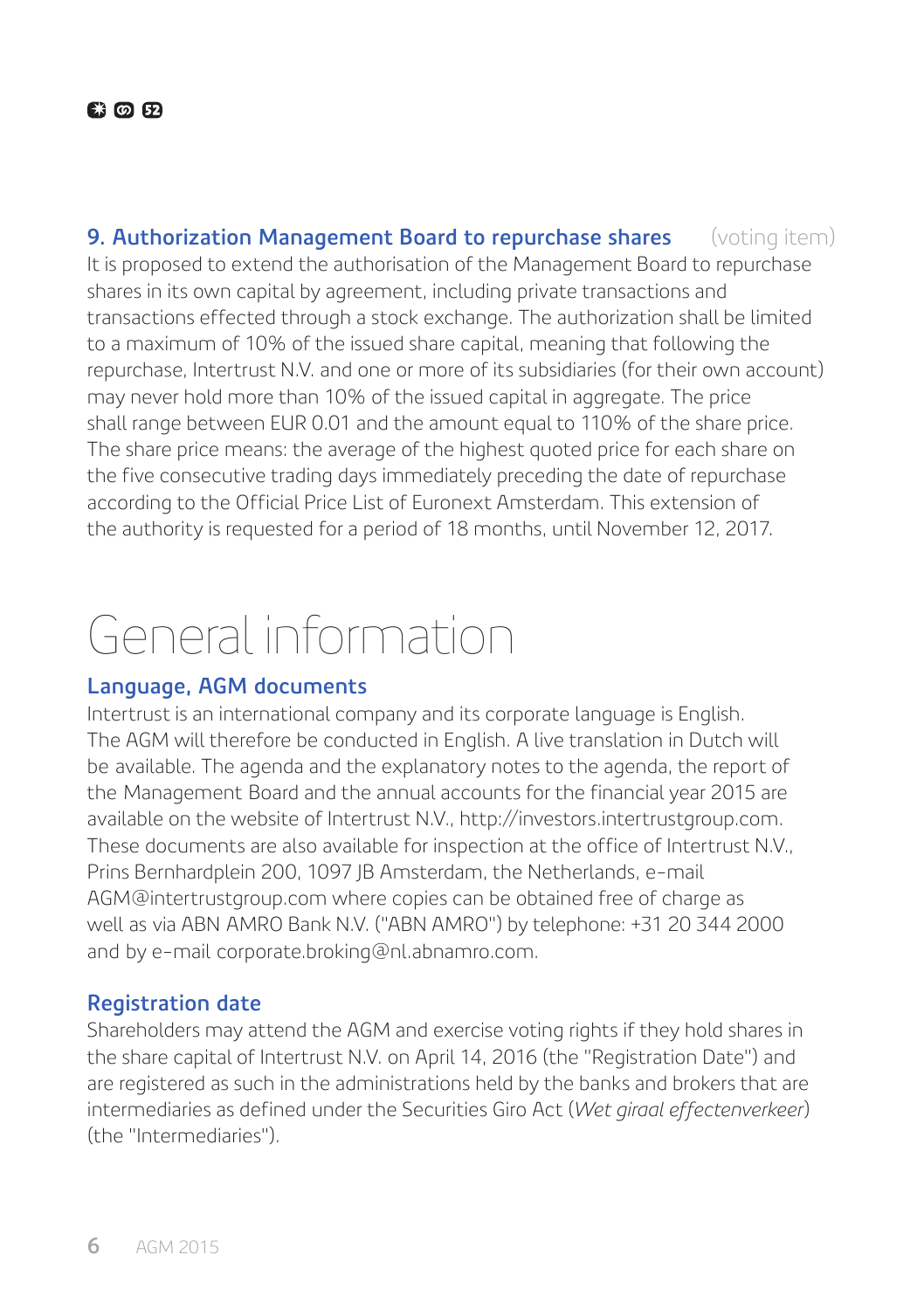### 9. Authorization Management Board to repurchase shares (voting item)

It is proposed to extend the authorisation of the Management Board to repurchase shares in its own capital by agreement, including private transactions and transactions effected through a stock exchange. The authorization shall be limited to a maximum of 10% of the issued share capital, meaning that following the repurchase, Intertrust N.V. and one or more of its subsidiaries (for their own account) may never hold more than 10% of the issued capital in aggregate. The price shall range between EUR 0.01 and the amount equal to 110% of the share price. The share price means: the average of the highest quoted price for each share on the five consecutive trading days immediately preceding the date of repurchase according to the Official Price List of Euronext Amsterdam. This extension of the authority is requested for a period of 18 months, until November 12, 2017.

# General information

### Language, AGM documents

Intertrust is an international company and its corporate language is English. The AGM will therefore be conducted in English. A live translation in Dutch will be available. The agenda and the explanatory notes to the agenda, the report of the Management Board and the annual accounts for the financial year 2015 are available on the website of Intertrust N.V., http://investors.intertrustgroup.com. These documents are also available for inspection at the office of Intertrust N.V., Prins Bernhardplein 200, 1097 JB Amsterdam, the Netherlands, e-mail AGM@intertrustgroup.com where copies can be obtained free of charge as well as via ABN AMRO Bank N.V. ("ABN AMRO") by telephone: +31 20 344 2000 and by e-mail corporate.broking@nl.abnamro.com.

### Registration date

Shareholders may attend the AGM and exercise voting rights if they hold shares in the share capital of Intertrust N.V. on April 14, 2016 (the "Registration Date") and are registered as such in the administrations held by the banks and brokers that are intermediaries as defined under the Securities Giro Act (*Wet giraal effectenverkeer*) (the "Intermediaries").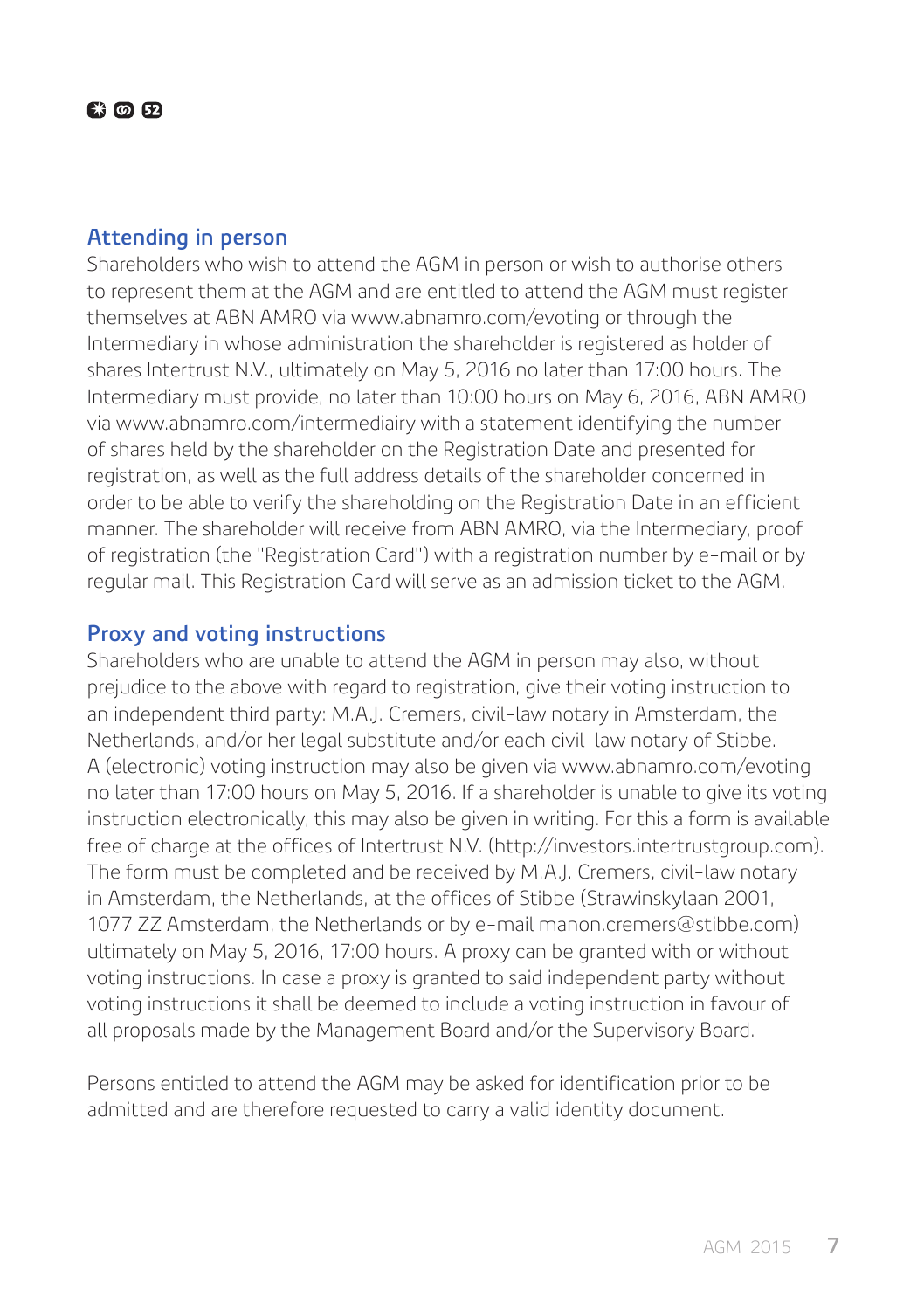## Attending in person

Shareholders who wish to attend the AGM in person or wish to authorise others to represent them at the AGM and are entitled to attend the AGM must register themselves at ABN AMRO via www.abnamro.com/evoting or through the Intermediary in whose administration the shareholder is registered as holder of shares Intertrust N.V., ultimately on May 5, 2016 no later than 17:00 hours. The Intermediary must provide, no later than 10:00 hours on May 6, 2016, ABN AMRO via www.abnamro.com/intermediairy with a statement identifying the number of shares held by the shareholder on the Registration Date and presented for registration, as well as the full address details of the shareholder concerned in order to be able to verify the shareholding on the Registration Date in an efficient manner. The shareholder will receive from ABN AMRO, via the Intermediary, proof of registration (the "Registration Card") with a registration number by e-mail or by regular mail. This Registration Card will serve as an admission ticket to the AGM.

## Proxy and voting instructions

Shareholders who are unable to attend the AGM in person may also, without prejudice to the above with regard to registration, give their voting instruction to an independent third party: M.A.J. Cremers, civil-law notary in Amsterdam, the Netherlands, and/or her legal substitute and/or each civil-law notary of Stibbe. A (electronic) voting instruction may also be given via www.abnamro.com/evoting no later than 17:00 hours on May 5, 2016. If a shareholder is unable to give its voting instruction electronically, this may also be given in writing. For this a form is available free of charge at the offices of Intertrust N.V. (http://investors.intertrustgroup.com). The form must be completed and be received by M.A.J. Cremers, civil-law notary in Amsterdam, the Netherlands, at the offices of Stibbe (Strawinskylaan 2001, 1077 ZZ Amsterdam, the Netherlands or by e-mail manon.cremers@stibbe.com) ultimately on May 5, 2016, 17:00 hours. A proxy can be granted with or without voting instructions. In case a proxy is granted to said independent party without voting instructions it shall be deemed to include a voting instruction in favour of all proposals made by the Management Board and/or the Supervisory Board.

Persons entitled to attend the AGM may be asked for identification prior to be admitted and are therefore requested to carry a valid identity document.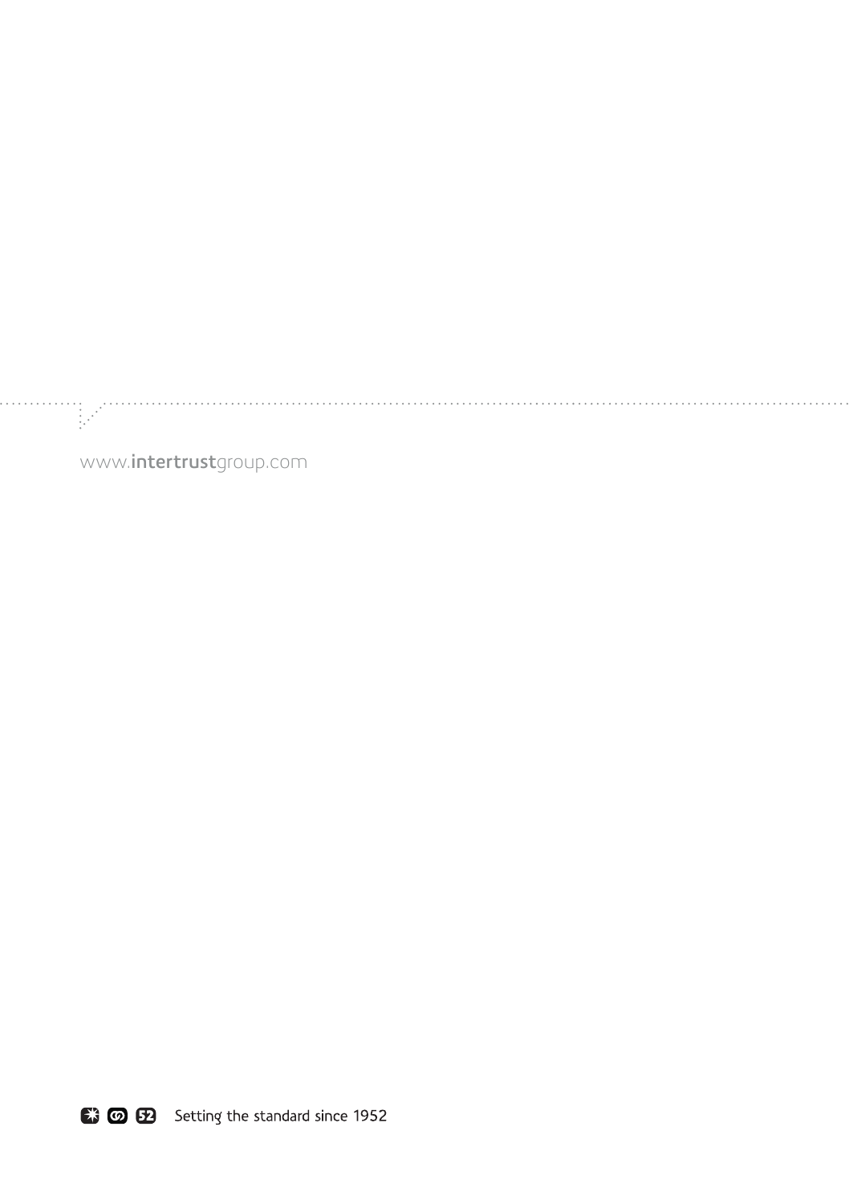www.intertrustgroup.com

Setting the standard since 1952